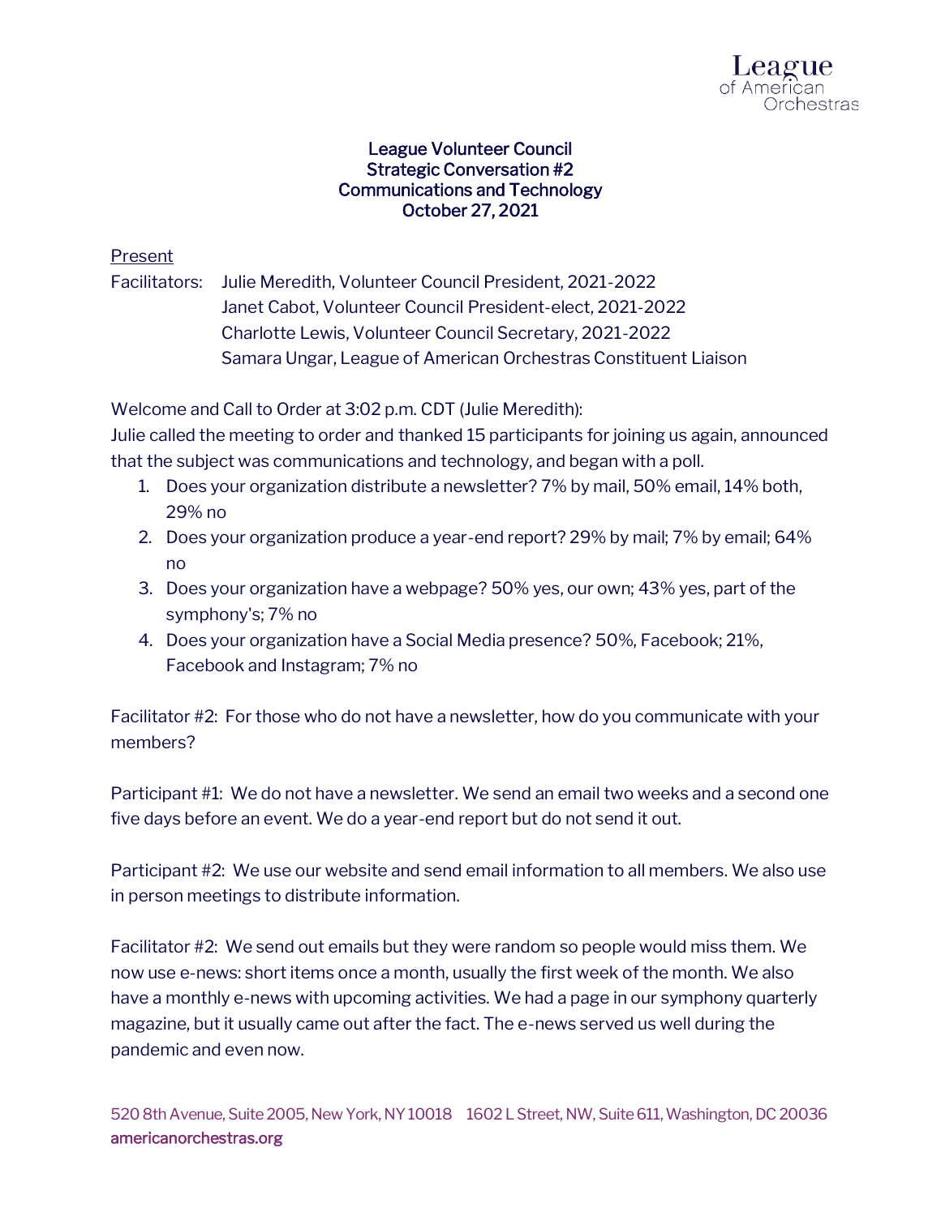# League Volunteer Council
## Strategic Conversation #2
## Communications and Technology
## October 27, 2021

<u>Present</u>

Facilitators: Julie Meredith, Volunteer Council President, 2021-2022
Janet Cabot, Volunteer Council President-elect, 2021-2022
Charlotte Lewis, Volunteer Council Secretary, 2021-2022
Samara Ungar, League of American Orchestras Constituent Liaison

Welcome and Call to Order at 3:02 p.m. CDT (Julie Meredith):
Julie called the meeting to order and thanked 15 participants for joining us again, announced that the subject was communications and technology, and began with a poll.

1. Does your organization distribute a newsletter? 7% by mail, 50% email, 14% both, 29% no
2. Does your organization produce a year-end report? 29% by mail; 7% by email; 64% no
3. Does your organization have a webpage? 50% yes, our own; 43% yes, part of the symphony's; 7% no
4. Does your organization have a Social Media presence? 50%, Facebook; 21%, Facebook and Instagram; 7% no

Facilitator #2: For those who do not have a newsletter, how do you communicate with your members?

Participant #1: We do not have a newsletter. We send an email two weeks and a second one five days before an event. We do a year-end report but do not send it out.

Participant #2: We use our website and send email information to all members. We also use in person meetings to distribute information.

Facilitator #2: We send out emails but they were random so people would miss them. We now use e-news: short items once a month, usually the first week of the month. We also have a monthly e-news with upcoming activities. We had a page in our symphony quarterly magazine, but it usually came out after the fact. The e-news served us well during the pandemic and even now.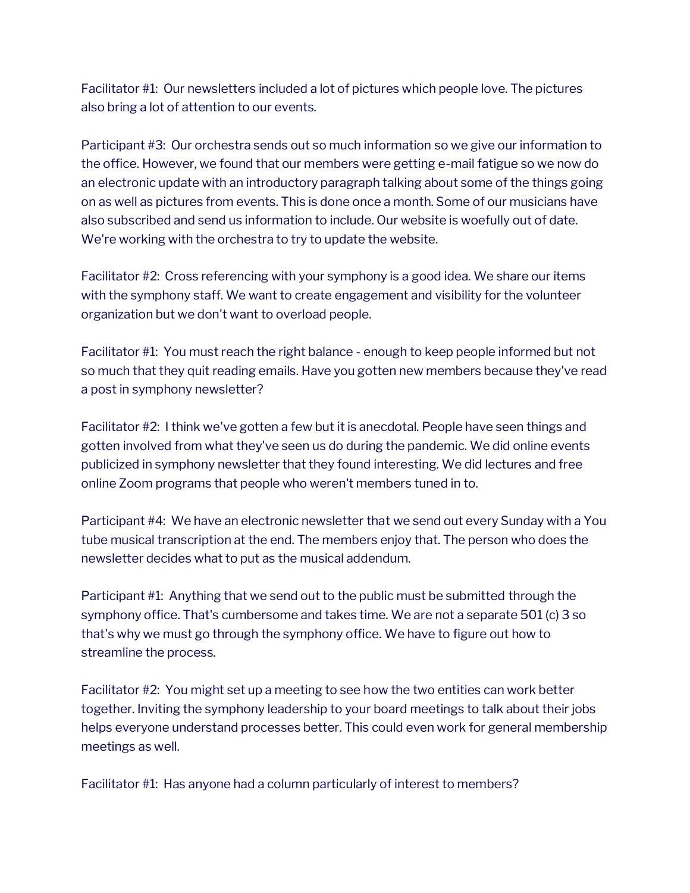Facilitator #1: Our newsletters included a lot of pictures which people love. The pictures also bring a lot of attention to our events.

Participant #3: Our orchestra sends out so much information so we give our information to the office. However, we found that our members were getting e-mail fatigue so we now do an electronic update with an introductory paragraph talking about some of the things going on as well as pictures from events. This is done once a month. Some of our musicians have also subscribed and send us information to include. Our website is woefully out of date. We're working with the orchestra to try to update the website.

Facilitator #2: Cross referencing with your symphony is a good idea. We share our items with the symphony staff. We want to create engagement and visibility for the volunteer organization but we don't want to overload people.

Facilitator #1: You must reach the right balance - enough to keep people informed but not so much that they quit reading emails. Have you gotten new members because they've read a post in symphony newsletter?

Facilitator #2: I think we've gotten a few but it is anecdotal. People have seen things and gotten involved from what they've seen us do during the pandemic. We did online events publicized in symphony newsletter that they found interesting. We did lectures and free online Zoom programs that people who weren't members tuned in to.

Participant #4: We have an electronic newsletter that we send out every Sunday with a You tube musical transcription at the end. The members enjoy that. The person who does the newsletter decides what to put as the musical addendum.

Participant #1: Anything that we send out to the public must be submitted through the symphony office. That's cumbersome and takes time. We are not a separate 501 (c) 3 so that's why we must go through the symphony office. We have to figure out how to streamline the process.

Facilitator #2: You might set up a meeting to see how the two entities can work better together. Inviting the symphony leadership to your board meetings to talk about their jobs helps everyone understand processes better. This could even work for general membership meetings as well.

Facilitator #1: Has anyone had a column particularly of interest to members?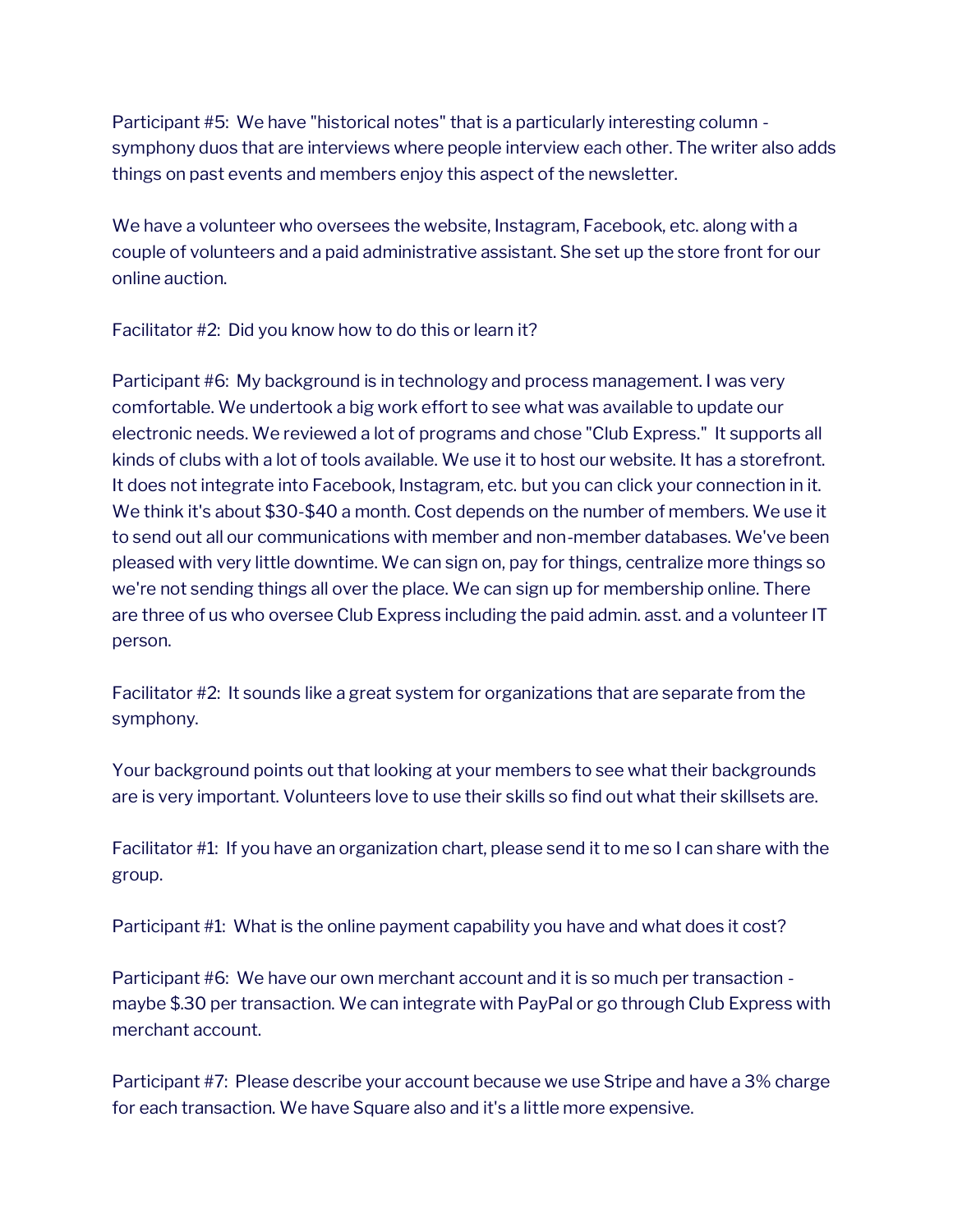Participant #5: We have "historical notes" that is a particularly interesting column - symphony duos that are interviews where people interview each other. The writer also adds things on past events and members enjoy this aspect of the newsletter.

We have a volunteer who oversees the website, Instagram, Facebook, etc. along with a couple of volunteers and a paid administrative assistant. She set up the store front for our online auction.

Facilitator #2: Did you know how to do this or learn it?

Participant #6: My background is in technology and process management. I was very comfortable. We undertook a big work effort to see what was available to update our electronic needs. We reviewed a lot of programs and chose "Club Express." It supports all kinds of clubs with a lot of tools available. We use it to host our website. It has a storefront. It does not integrate into Facebook, Instagram, etc. but you can click your connection in it. We think it's about $30-$40 a month. Cost depends on the number of members. We use it to send out all our communications with member and non-member databases. We've been pleased with very little downtime. We can sign on, pay for things, centralize more things so we're not sending things all over the place. We can sign up for membership online. There are three of us who oversee Club Express including the paid admin. asst. and a volunteer IT person.

Facilitator #2: It sounds like a great system for organizations that are separate from the symphony.

Your background points out that looking at your members to see what their backgrounds are is very important. Volunteers love to use their skills so find out what their skillsets are.

Facilitator #1: If you have an organization chart, please send it to me so I can share with the group.

Participant #1: What is the online payment capability you have and what does it cost?

Participant #6: We have our own merchant account and it is so much per transaction - maybe $.30 per transaction. We can integrate with PayPal or go through Club Express with merchant account.

Participant #7: Please describe your account because we use Stripe and have a 3% charge for each transaction. We have Square also and it's a little more expensive.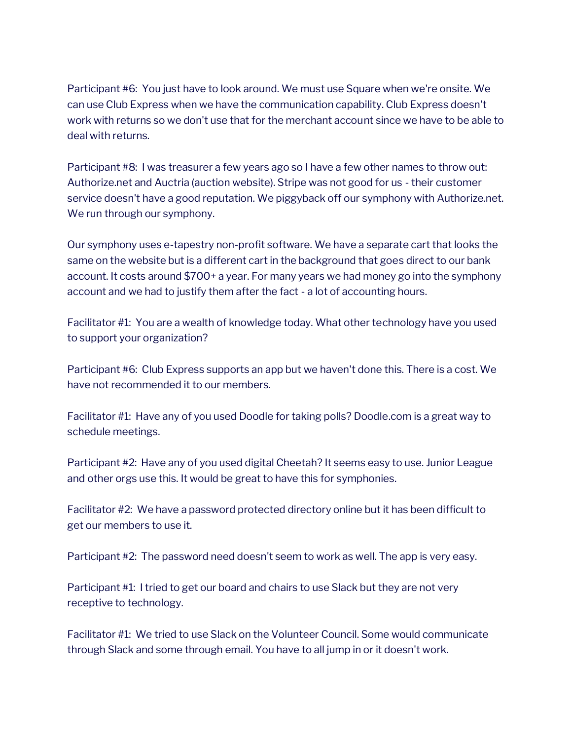Participant #6: You just have to look around. We must use Square when we're onsite. We can use Club Express when we have the communication capability. Club Express doesn't work with returns so we don't use that for the merchant account since we have to be able to deal with returns.

Participant #8: I was treasurer a few years ago so I have a few other names to throw out: Authorize.net and Auctria (auction website). Stripe was not good for us - their customer service doesn't have a good reputation. We piggyback off our symphony with Authorize.net. We run through our symphony.

Our symphony uses e-tapestry non-profit software. We have a separate cart that looks the same on the website but is a different cart in the background that goes direct to our bank account. It costs around $700+ a year. For many years we had money go into the symphony account and we had to justify them after the fact - a lot of accounting hours.

Facilitator #1: You are a wealth of knowledge today. What other technology have you used to support your organization?

Participant #6: Club Express supports an app but we haven't done this. There is a cost. We have not recommended it to our members.

Facilitator #1: Have any of you used Doodle for taking polls? Doodle.com is a great way to schedule meetings.

Participant #2: Have any of you used digital Cheetah? It seems easy to use. Junior League and other orgs use this. It would be great to have this for symphonies.

Facilitator #2: We have a password protected directory online but it has been difficult to get our members to use it.

Participant #2: The password need doesn't seem to work as well. The app is very easy.

Participant #1: I tried to get our board and chairs to use Slack but they are not very receptive to technology.

Facilitator #1: We tried to use Slack on the Volunteer Council. Some would communicate through Slack and some through email. You have to all jump in or it doesn't work.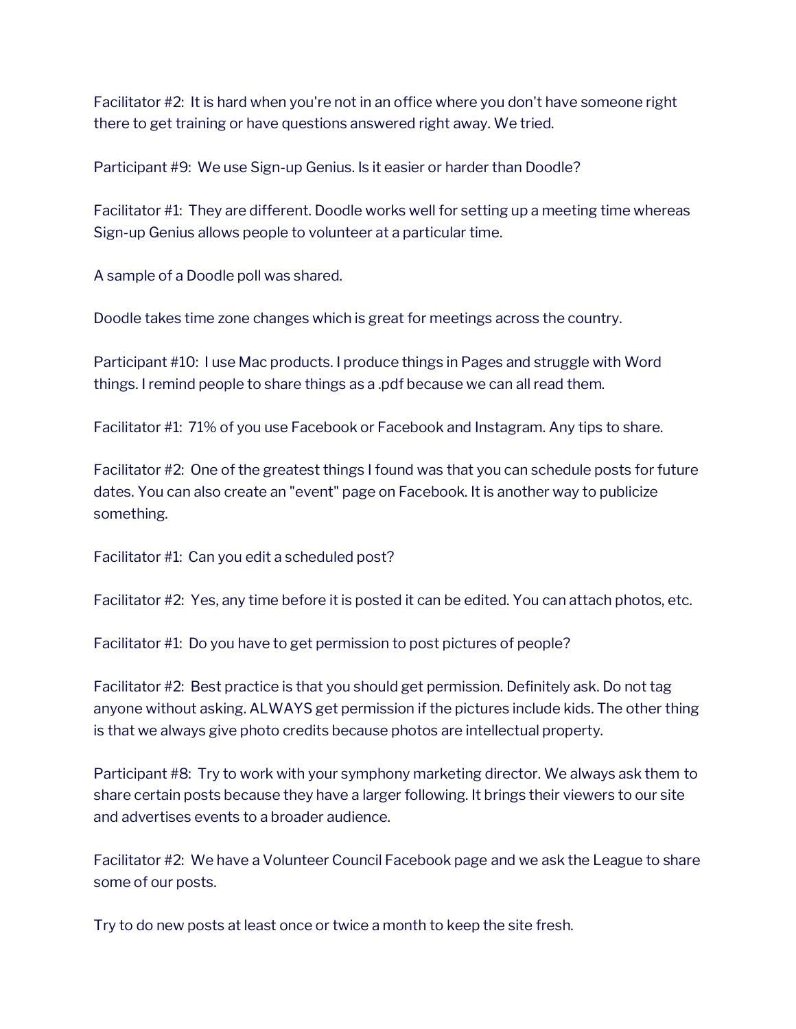Facilitator #2: It is hard when you're not in an office where you don't have someone right there to get training or have questions answered right away. We tried.

Participant #9: We use Sign-up Genius. Is it easier or harder than Doodle?

Facilitator #1: They are different. Doodle works well for setting up a meeting time whereas Sign-up Genius allows people to volunteer at a particular time.

A sample of a Doodle poll was shared.

Doodle takes time zone changes which is great for meetings across the country.

Participant #10: I use Mac products. I produce things in Pages and struggle with Word things. I remind people to share things as a .pdf because we can all read them.

Facilitator #1: 71% of you use Facebook or Facebook and Instagram. Any tips to share.

Facilitator #2: One of the greatest things I found was that you can schedule posts for future dates. You can also create an "event" page on Facebook. It is another way to publicize something.

Facilitator #1: Can you edit a scheduled post?

Facilitator #2: Yes, any time before it is posted it can be edited. You can attach photos, etc.

Facilitator #1: Do you have to get permission to post pictures of people?

Facilitator #2: Best practice is that you should get permission. Definitely ask. Do not tag anyone without asking. ALWAYS get permission if the pictures include kids. The other thing is that we always give photo credits because photos are intellectual property.

Participant #8: Try to work with your symphony marketing director. We always ask them to share certain posts because they have a larger following. It brings their viewers to our site and advertises events to a broader audience.

Facilitator #2: We have a Volunteer Council Facebook page and we ask the League to share some of our posts.

Try to do new posts at least once or twice a month to keep the site fresh.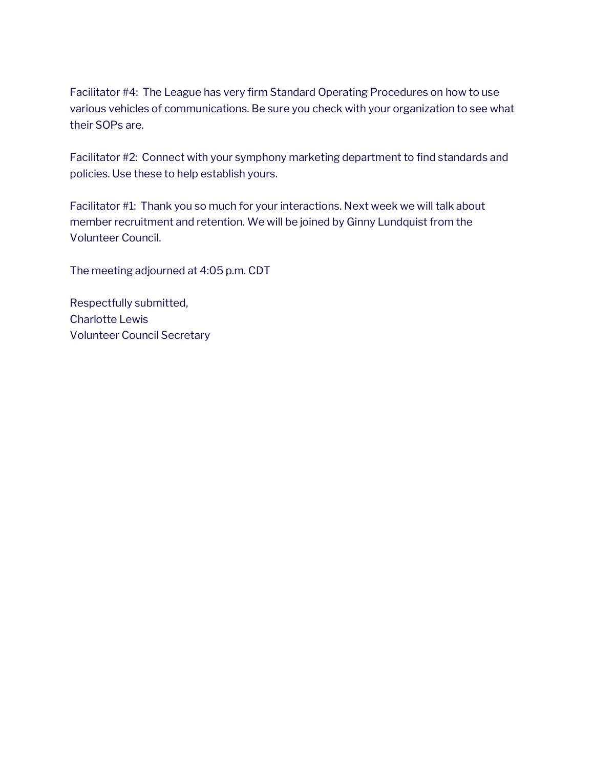Facilitator #4: The League has very firm Standard Operating Procedures on how to use various vehicles of communications. Be sure you check with your organization to see what their SOPs are.

Facilitator #2: Connect with your symphony marketing department to find standards and policies. Use these to help establish yours.

Facilitator #1: Thank you so much for your interactions. Next week we will talk about member recruitment and retention. We will be joined by Ginny Lundquist from the Volunteer Council.

The meeting adjourned at 4:05 p.m. CDT

Respectfully submitted,
Charlotte Lewis
Volunteer Council Secretary